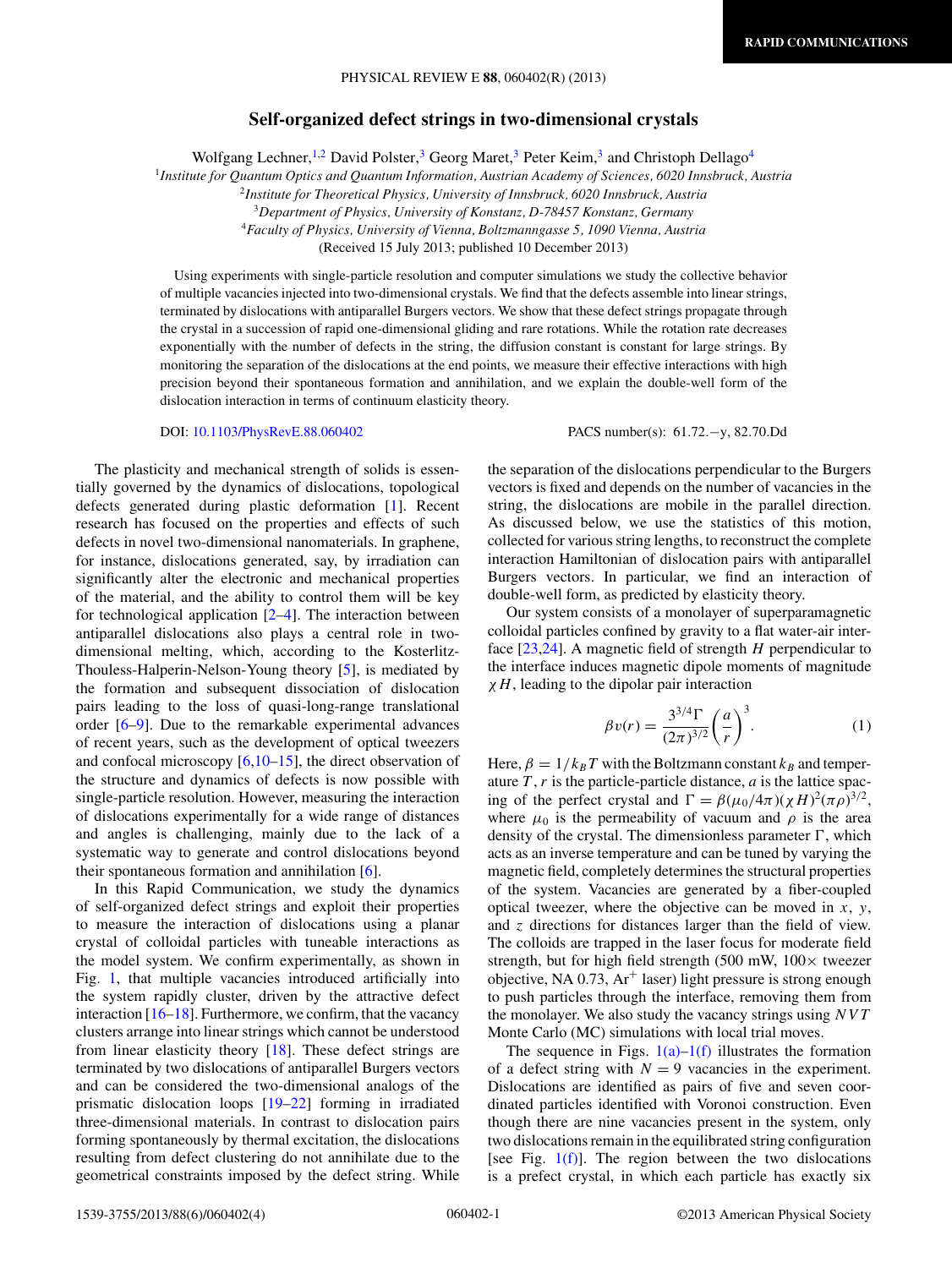# Self-organized defect strings in two-dimensional crystals

Wolfgang Lechner,[1,2] David Polster,[3] Georg Maret,[3] Peter Keim,[3] and Christoph Dellago[4]

[1]*Institute for Quantum Optics and Quantum Information, Austrian Academy of Sciences, 6020 Innsbruck, Austria*
[2]*Institute for Theoretical Physics, University of Innsbruck, 6020 Innsbruck, Austria*
[3]*Department of Physics, University of Konstanz, D-78457 Konstanz, Germany*
[4]*Faculty of Physics, University of Vienna, Boltzmanngasse 5, 1090 Vienna, Austria*

(Received 15 July 2013; published 10 December 2013)

Using experiments with single-particle resolution and computer simulations we study the collective behavior of multiple vacancies injected into two-dimensional crystals. We find that the defects assemble into linear strings, terminated by dislocations with antiparallel Burgers vectors. We show that these defect strings propagate through the crystal in a succession of rapid one-dimensional gliding and rare rotations. While the rotation rate decreases exponentially with the number of defects in the string, the diffusion constant is constant for large strings. By monitoring the separation of the dislocations at the end points, we measure their effective interactions with high precision beyond their spontaneous formation and annihilation, and we explain the double-well form of the dislocation interaction in terms of continuum elasticity theory.

DOI: 10.1103/PhysRevE.88.060402    PACS number(s): 61.72.−y, 82.70.Dd

The plasticity and mechanical strength of solids is essentially governed by the dynamics of dislocations, topological defects generated during plastic deformation [1]. Recent research has focused on the properties and effects of such defects in novel two-dimensional nanomaterials. In graphene, for instance, dislocations generated, say, by irradiation can significantly alter the electronic and mechanical properties of the material, and the ability to control them will be key for technological application [2–4]. The interaction between antiparallel dislocations also plays a central role in two-dimensional melting, which, according to the Kosterlitz-Thouless-Halperin-Nelson-Young theory [5], is mediated by the formation and subsequent dissociation of dislocation pairs leading to the loss of quasi-long-range translational order [6–9]. Due to the remarkable experimental advances of recent years, such as the development of optical tweezers and confocal microscopy [6,10–15], the direct observation of the structure and dynamics of defects is now possible with single-particle resolution. However, measuring the interaction of dislocations experimentally for a wide range of distances and angles is challenging, mainly due to the lack of a systematic way to generate and control dislocations beyond their spontaneous formation and annihilation [6].

In this Rapid Communication, we study the dynamics of self-organized defect strings and exploit their properties to measure the interaction of dislocations using a planar crystal of colloidal particles with tuneable interactions as the model system. We confirm experimentally, as shown in Fig. 1, that multiple vacancies introduced artificially into the system rapidly cluster, driven by the attractive defect interaction [16–18]. Furthermore, we confirm, that the vacancy clusters arrange into linear strings which cannot be understood from linear elasticity theory [18]. These defect strings are terminated by two dislocations of antiparallel Burgers vectors and can be considered the two-dimensional analogs of the prismatic dislocation loops [19–22] forming in irradiated three-dimensional materials. In contrast to dislocation pairs forming spontaneously by thermal excitation, the dislocations resulting from defect clustering do not annihilate due to the geometrical constraints imposed by the defect string. While the separation of the dislocations perpendicular to the Burgers vectors is fixed and depends on the number of vacancies in the string, the dislocations are mobile in the parallel direction. As discussed below, we use the statistics of this motion, collected for various string lengths, to reconstruct the complete interaction Hamiltonian of dislocation pairs with antiparallel Burgers vectors. In particular, we find an interaction of double-well form, as predicted by elasticity theory.

Our system consists of a monolayer of superparamagnetic colloidal particles confined by gravity to a flat water-air interface [23,24]. A magnetic field of strength $H$ perpendicular to the interface induces magnetic dipole moments of magnitude $\chi H$, leading to the dipolar pair interaction

$$\beta v(r) = \frac{3^{3/4}\Gamma}{(2\pi)^{3/2}}\left(\frac{a}{r}\right)^3. \tag{1}$$

Here, $\beta = 1/k_B T$ with the Boltzmann constant $k_B$ and temperature $T$, $r$ is the particle-particle distance, $a$ is the lattice spacing of the perfect crystal and $\Gamma = \beta(\mu_0/4\pi)(\chi H)^2(\pi\rho)^{3/2}$, where $\mu_0$ is the permeability of vacuum and $\rho$ is the area density of the crystal. The dimensionless parameter $\Gamma$, which acts as an inverse temperature and can be tuned by varying the magnetic field, completely determines the structural properties of the system. Vacancies are generated by a fiber-coupled optical tweezer, where the objective can be moved in $x$, $y$, and $z$ directions for distances larger than the field of view. The colloids are trapped in the laser focus for moderate field strength, but for high field strength (500 mW, 100× tweezer objective, NA 0.73, $Ar^+$ laser) light pressure is strong enough to push particles through the interface, removing them from the monolayer. We also study the vacancy strings using $NVT$ Monte Carlo (MC) simulations with local trial moves.

The sequence in Figs. 1(a)–1(f) illustrates the formation of a defect string with $N = 9$ vacancies in the experiment. Dislocations are identified as pairs of five and seven coordinated particles identified with Voronoi construction. Even though there are nine vacancies present in the system, only two dislocations remain in the equilibrated string configuration [see Fig. 1(f)]. The region between the two dislocations is a prefect crystal, in which each particle has exactly six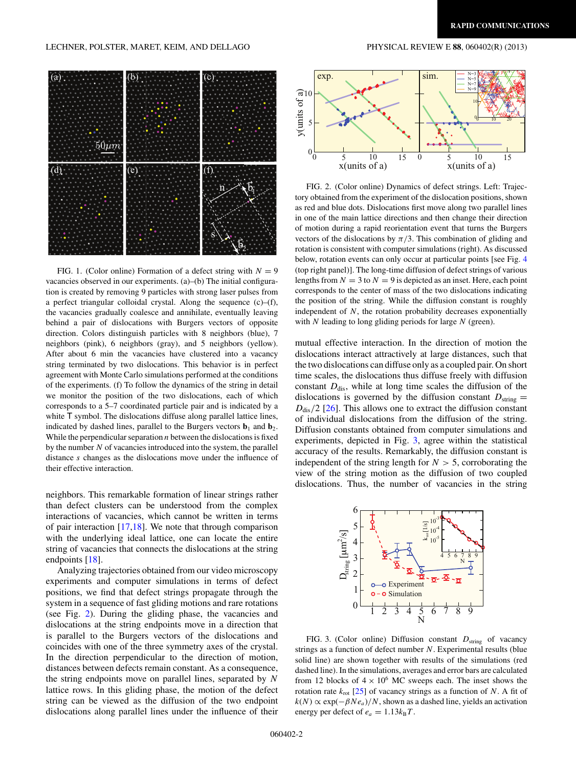FIG. 1. (Color online) Formation of a defect string with $N = 9$ vacancies observed in our experiments. (a)–(b) The initial configuration is created by removing 9 particles with strong laser pulses from a perfect triangular colloidal crystal. Along the sequence (c)–(f), the vacancies gradually coalesce and annihilate, eventually leaving behind a pair of dislocations with Burgers vectors of opposite direction. Colors distinguish particles with 8 neighbors (blue), 7 neighbors (pink), 6 neighbors (gray), and 5 neighbors (yellow). After about 6 min the vacancies have clustered into a vacancy string terminated by two dislocations. This behavior is in perfect agreement with Monte Carlo simulations performed at the conditions of the experiments. (f) To follow the dynamics of the string in detail we monitor the position of the two dislocations, each of which corresponds to a 5–7 coordinated particle pair and is indicated by a white ⊤ symbol. The dislocations diffuse along parallel lattice lines, indicated by dashed lines, parallel to the Burgers vectors $\mathbf{b}_1$ and $\mathbf{b}_2$. While the perpendicular separation $n$ between the dislocations is fixed by the number $N$ of vacancies introduced into the system, the parallel distance $s$ changes as the dislocations move under the influence of their effective interaction.

neighbors. This remarkable formation of linear strings rather than defect clusters can be understood from the complex interactions of vacancies, which cannot be written in terms of pair interaction [17,18]. We note that through comparison with the underlying ideal lattice, one can locate the entire string of vacancies that connects the dislocations at the string endpoints [18].

Analyzing trajectories obtained from our video microscopy experiments and computer simulations in terms of defect positions, we find that defect strings propagate through the system in a sequence of fast gliding motions and rare rotations (see Fig. 2). During the gliding phase, the vacancies and dislocations at the string endpoints move in a direction that is parallel to the Burgers vectors of the dislocations and coincides with one of the three symmetry axes of the crystal. In the direction perpendicular to the direction of motion, distances between defects remain constant. As a consequence, the string endpoints move on parallel lines, separated by $N$ lattice rows. In this gliding phase, the motion of the defect string can be viewed as the diffusion of the two endpoint dislocations along parallel lines under the influence of their

FIG. 2. (Color online) Dynamics of defect strings. Left: Trajectory obtained from the experiment of the dislocation positions, shown as red and blue dots. Dislocations first move along two parallel lines in one of the main lattice directions and then change their direction of motion during a rapid reorientation event that turns the Burgers vectors of the dislocations by $\pi/3$. This combination of gliding and rotation is consistent with computer simulations (right). As discussed below, rotation events can only occur at particular points [see Fig. 4 (top right panel)]. The long-time diffusion of defect strings of various lengths from $N = 3$ to $N = 9$ is depicted as an inset. Here, each point corresponds to the center of mass of the two dislocations indicating the position of the string. While the diffusion constant is roughly independent of $N$, the rotation probability decreases exponentially with $N$ leading to long gliding periods for large $N$ (green).

mutual effective interaction. In the direction of motion the dislocations interact attractively at large distances, such that the two dislocations can diffuse only as a coupled pair. On short time scales, the dislocations thus diffuse freely with diffusion constant $D_{\text{dis}}$, while at long time scales the diffusion of the dislocations is governed by the diffusion constant $D_{\text{string}} = D_{\text{dis}}/2$ [26]. This allows one to extract the diffusion constant of individual dislocations from the diffusion of the string. Diffusion constants obtained from computer simulations and experiments, depicted in Fig. 3, agree within the statistical accuracy of the results. Remarkably, the diffusion constant is independent of the string length for $N > 5$, corroborating the view of the string motion as the diffusion of two coupled dislocations. Thus, the number of vacancies in the string

FIG. 3. (Color online) Diffusion constant $D_{\text{string}}$ of vacancy strings as a function of defect number $N$. Experimental results (blue solid line) are shown together with results of the simulations (red dashed line). In the simulations, averages and error bars are calculated from 12 blocks of $4 \times 10^6$ MC sweeps each. The inset shows the rotation rate $k_{\text{rot}}$ [25] of vacancy strings as a function of $N$. A fit of $k(N) \propto \exp(-\beta N e_a)/N$, shown as a dashed line, yields an activation energy per defect of $e_a = 1.13 k_B T$.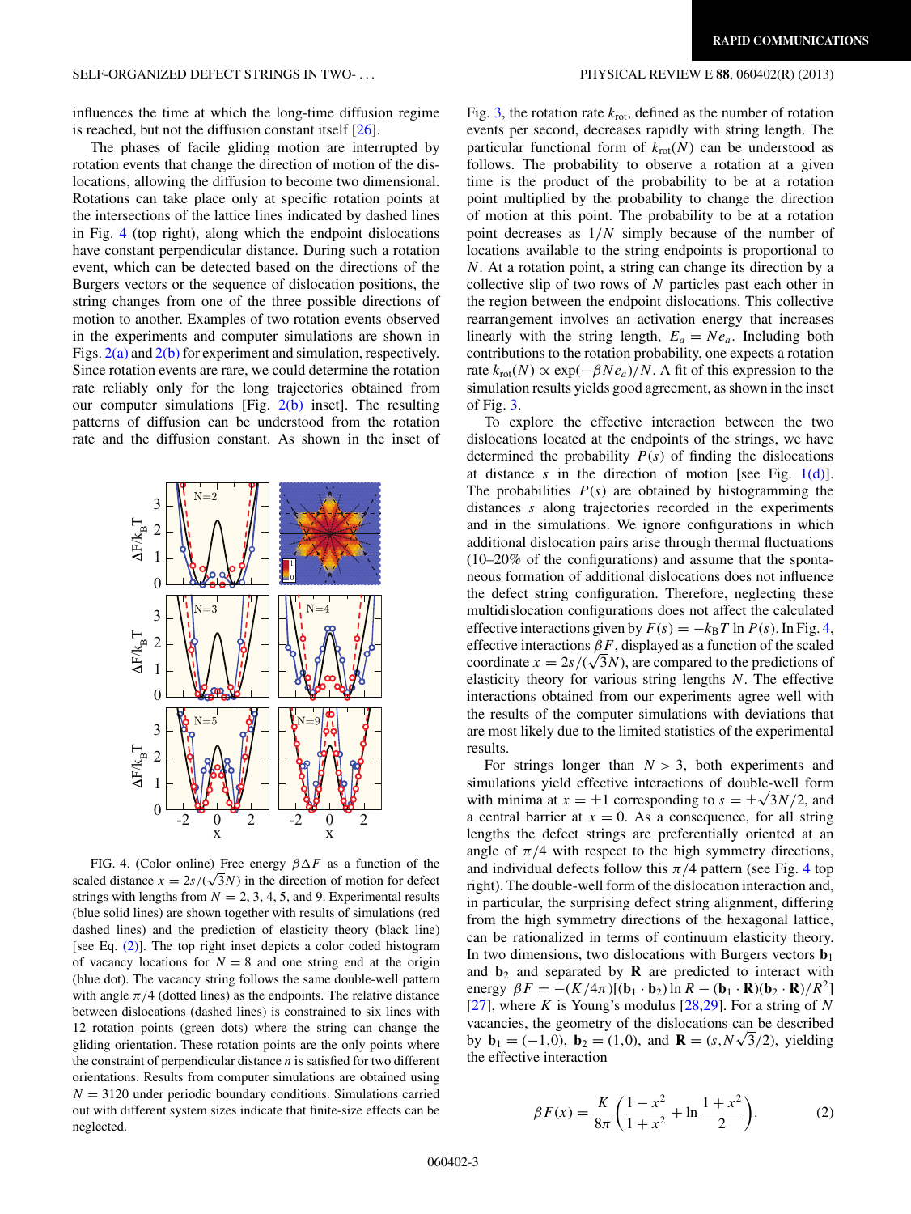influences the time at which the long-time diffusion regime is reached, but not the diffusion constant itself [26].

The phases of facile gliding motion are interrupted by rotation events that change the direction of motion of the dislocations, allowing the diffusion to become two dimensional. Rotations can take place only at specific rotation points at the intersections of the lattice lines indicated by dashed lines in Fig. 4 (top right), along which the endpoint dislocations have constant perpendicular distance. During such a rotation event, which can be detected based on the directions of the Burgers vectors or the sequence of dislocation positions, the string changes from one of the three possible directions of motion to another. Examples of two rotation events observed in the experiments and computer simulations are shown in Figs. 2(a) and 2(b) for experiment and simulation, respectively. Since rotation events are rare, we could determine the rotation rate reliably only for the long trajectories obtained from our computer simulations [Fig. 2(b) inset]. The resulting patterns of diffusion can be understood from the rotation rate and the diffusion constant. As shown in the inset of Fig. 3, the rotation rate $k_{\rm rot}$, defined as the number of rotation events per second, decreases rapidly with string length. The particular functional form of $k_{\rm rot}(N)$ can be understood as follows. The probability to observe a rotation at a given time is the product of the probability to be at a rotation point multiplied by the probability to change the direction of motion at this point. The probability to be at a rotation point decreases as $1/N$ simply because of the number of locations available to the string endpoints is proportional to $N$. At a rotation point, a string can change its direction by a collective slip of two rows of $N$ particles past each other in the region between the endpoint dislocations. This collective rearrangement involves an activation energy that increases linearly with the string length, $E_a = Ne_a$. Including both contributions to the rotation probability, one expects a rotation rate $k_{\rm rot}(N) \propto \exp(-\beta N e_a)/N$. A fit of this expression to the simulation results yields good agreement, as shown in the inset of Fig. 3.

FIG. 4. (Color online) Free energy $\beta\Delta F$ as a function of the scaled distance $x = 2s/(\sqrt{3}N)$ in the direction of motion for defect strings with lengths from $N = 2, 3, 4, 5$, and 9. Experimental results (blue solid lines) are shown together with results of simulations (red dashed lines) and the prediction of elasticity theory (black line) [see Eq. (2)]. The top right inset depicts a color coded histogram of vacancy locations for $N = 8$ and one string end at the origin (blue dot). The vacancy string follows the same double-well pattern with angle $\pi/4$ (dotted lines) as the endpoints. The relative distance between dislocations (dashed lines) is constrained to six lines with 12 rotation points (green dots) where the string can change the gliding orientation. These rotation points are the only points where the constraint of perpendicular distance $n$ is satisfied for two different orientations. Results from computer simulations are obtained using $N = 3120$ under periodic boundary conditions. Simulations carried out with different system sizes indicate that finite-size effects can be neglected.

To explore the effective interaction between the two dislocations located at the endpoints of the strings, we have determined the probability $P(s)$ of finding the dislocations at distance $s$ in the direction of motion [see Fig. 1(d)]. The probabilities $P(s)$ are obtained by histogramming the distances $s$ along trajectories recorded in the experiments and in the simulations. We ignore configurations in which additional dislocation pairs arise through thermal fluctuations (10–20% of the configurations) and assume that the spontaneous formation of additional dislocations does not influence the defect string configuration. Therefore, neglecting these multidislocation configurations does not affect the calculated effective interactions given by $F(s) = -k_B T \ln P(s)$. In Fig. 4, effective interactions $\beta F$, displayed as a function of the scaled coordinate $x = 2s/(\sqrt{3}N)$, are compared to the predictions of elasticity theory for various string lengths $N$. The effective interactions obtained from our experiments agree well with the results of the computer simulations with deviations that are most likely due to the limited statistics of the experimental results.

For strings longer than $N > 3$, both experiments and simulations yield effective interactions of double-well form with minima at $x = \pm 1$ corresponding to $s = \pm\sqrt{3}N/2$, and a central barrier at $x = 0$. As a consequence, for all string lengths the defect strings are preferentially oriented at an angle of $\pi/4$ with respect to the high symmetry directions, and individual defects follow this $\pi/4$ pattern (see Fig. 4 top right). The double-well form of the dislocation interaction and, in particular, the surprising defect string alignment, differing from the high symmetry directions of the hexagonal lattice, can be rationalized in terms of continuum elasticity theory. In two dimensions, two dislocations with Burgers vectors $\mathbf{b}_1$ and $\mathbf{b}_2$ and separated by $\mathbf{R}$ are predicted to interact with energy $\beta F = -(K/4\pi)[(\mathbf{b}_1 \cdot \mathbf{b}_2)\ln R - (\mathbf{b}_1 \cdot \mathbf{R})(\mathbf{b}_2 \cdot \mathbf{R})/R^2]$ [27], where $K$ is Young's modulus [28,29]. For a string of $N$ vacancies, the geometry of the dislocations can be described by $\mathbf{b}_1 = (-1,0)$, $\mathbf{b}_2 = (1,0)$, and $\mathbf{R} = (s, N\sqrt{3}/2)$, yielding the effective interaction

$$\beta F(x) = \frac{K}{8\pi}\left(\frac{1-x^2}{1+x^2} + \ln\frac{1+x^2}{2}\right). \tag{2}$$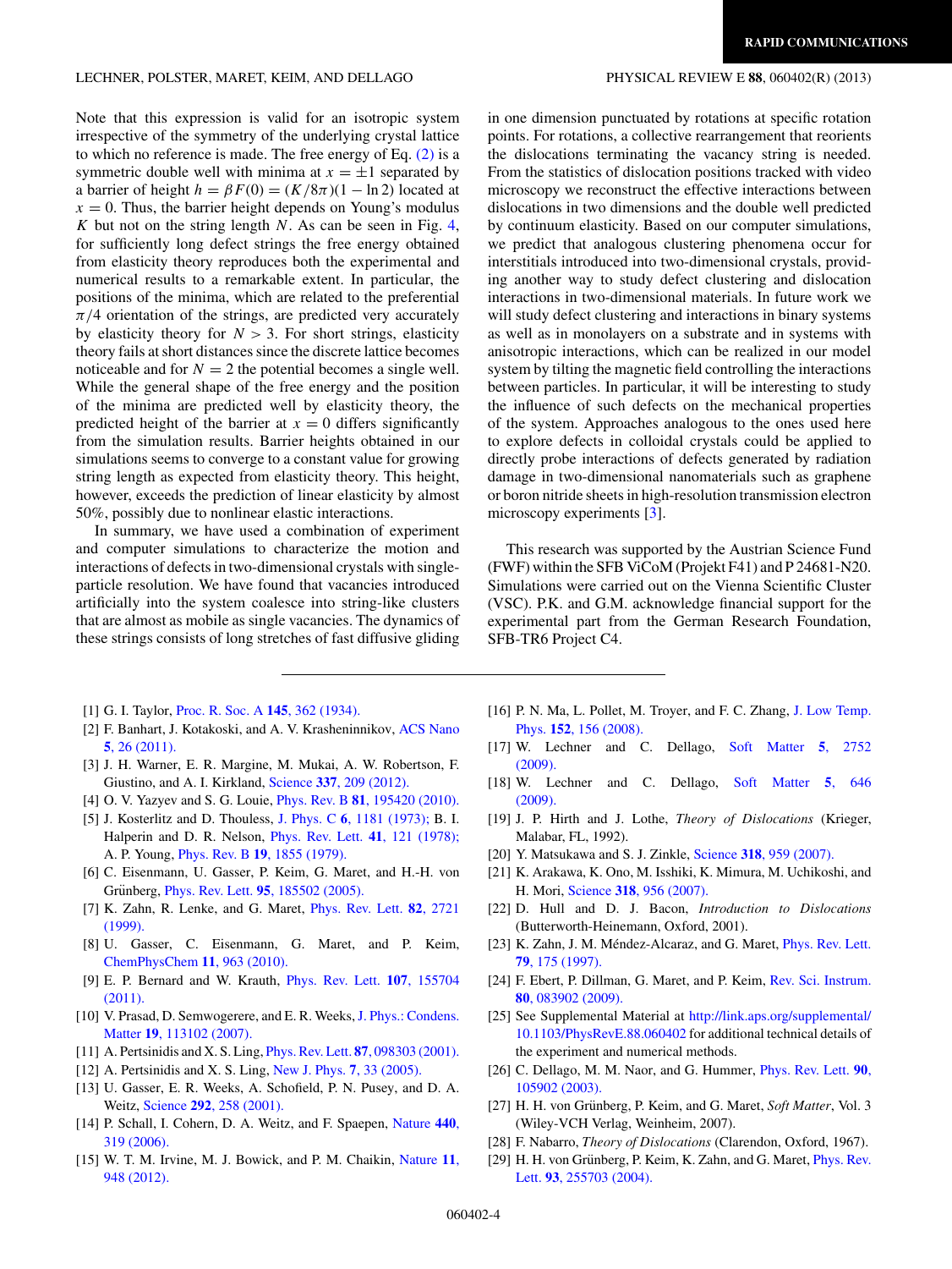Note that this expression is valid for an isotropic system irrespective of the symmetry of the underlying crystal lattice to which no reference is made. The free energy of Eq. (2) is a symmetric double well with minima at $x = \pm 1$ separated by a barrier of height $h = \beta F(0) = (K/8\pi)(1 - \ln 2)$ located at $x = 0$. Thus, the barrier height depends on Young's modulus $K$ but not on the string length $N$. As can be seen in Fig. 4, for sufficiently long defect strings the free energy obtained from elasticity theory reproduces both the experimental and numerical results to a remarkable extent. In particular, the positions of the minima, which are related to the preferential $\pi/4$ orientation of the strings, are predicted very accurately by elasticity theory for $N > 3$. For short strings, elasticity theory fails at short distances since the discrete lattice becomes noticeable and for $N = 2$ the potential becomes a single well. While the general shape of the free energy and the position of the minima are predicted well by elasticity theory, the predicted height of the barrier at $x = 0$ differs significantly from the simulation results. Barrier heights obtained in our simulations seems to converge to a constant value for growing string length as expected from elasticity theory. This height, however, exceeds the prediction of linear elasticity by almost 50%, possibly due to nonlinear elastic interactions.

In summary, we have used a combination of experiment and computer simulations to characterize the motion and interactions of defects in two-dimensional crystals with single-particle resolution. We have found that vacancies introduced artificially into the system coalesce into string-like clusters that are almost as mobile as single vacancies. The dynamics of these strings consists of long stretches of fast diffusive gliding in one dimension punctuated by rotations at specific rotation points. For rotations, a collective rearrangement that reorients the dislocations terminating the vacancy string is needed. From the statistics of dislocation positions tracked with video microscopy we reconstruct the effective interactions between dislocations in two dimensions and the double well predicted by continuum elasticity. Based on our computer simulations, we predict that analogous clustering phenomena occur for interstitials introduced into two-dimensional crystals, providing another way to study defect clustering and dislocation interactions in two-dimensional materials. In future work we will study defect clustering and interactions in binary systems as well as in monolayers on a substrate and in systems with anisotropic interactions, which can be realized in our model system by tilting the magnetic field controlling the interactions between particles. In particular, it will be interesting to study the influence of such defects on the mechanical properties of the system. Approaches analogous to the ones used here to explore defects in colloidal crystals could be applied to directly probe interactions of defects generated by radiation damage in two-dimensional nanomaterials such as graphene or boron nitride sheets in high-resolution transmission electron microscopy experiments [3].

This research was supported by the Austrian Science Fund (FWF) within the SFB ViCoM (Projekt F41) and P 24681-N20. Simulations were carried out on the Vienna Scientific Cluster (VSC). P.K. and G.M. acknowledge financial support for the experimental part from the German Research Foundation, SFB-TR6 Project C4.

---

[1] G. I. Taylor, Proc. R. Soc. A **145**, 362 (1934).

[2] F. Banhart, J. Kotakoski, and A. V. Krasheninnikov, ACS Nano **5**, 26 (2011).

[3] J. H. Warner, E. R. Margine, M. Mukai, A. W. Robertson, F. Giustino, and A. I. Kirkland, Science **337**, 209 (2012).

[4] O. V. Yazyev and S. G. Louie, Phys. Rev. B **81**, 195420 (2010).

[5] J. Kosterlitz and D. Thouless, J. Phys. C **6**, 1181 (1973); B. I. Halperin and D. R. Nelson, Phys. Rev. Lett. **41**, 121 (1978); A. P. Young, Phys. Rev. B **19**, 1855 (1979).

[6] C. Eisenmann, U. Gasser, P. Keim, G. Maret, and H.-H. von Grünberg, Phys. Rev. Lett. **95**, 185502 (2005).

[7] K. Zahn, R. Lenke, and G. Maret, Phys. Rev. Lett. **82**, 2721 (1999).

[8] U. Gasser, C. Eisenmann, G. Maret, and P. Keim, ChemPhysChem **11**, 963 (2010).

[9] E. P. Bernard and W. Krauth, Phys. Rev. Lett. **107**, 155704 (2011).

[10] V. Prasad, D. Semwogerere, and E. R. Weeks, J. Phys.: Condens. Matter **19**, 113102 (2007).

[11] A. Pertsinidis and X. S. Ling, Phys. Rev. Lett. **87**, 098303 (2001).

[12] A. Pertsinidis and X. S. Ling, New J. Phys. **7**, 33 (2005).

[13] U. Gasser, E. R. Weeks, A. Schofield, P. N. Pusey, and D. A. Weitz, Science **292**, 258 (2001).

[14] P. Schall, I. Cohern, D. A. Weitz, and F. Spaepen, Nature **440**, 319 (2006).

[15] W. T. M. Irvine, M. J. Bowick, and P. M. Chaikin, Nature **11**, 948 (2012).

[16] P. N. Ma, L. Pollet, M. Troyer, and F. C. Zhang, J. Low Temp. Phys. **152**, 156 (2008).

[17] W. Lechner and C. Dellago, Soft Matter **5**, 2752 (2009).

[18] W. Lechner and C. Dellago, Soft Matter **5**, 646 (2009).

[19] J. P. Hirth and J. Lothe, *Theory of Dislocations* (Krieger, Malabar, FL, 1992).

[20] Y. Matsukawa and S. J. Zinkle, Science **318**, 959 (2007).

[21] K. Arakawa, K. Ono, M. Isshiki, K. Mimura, M. Uchikoshi, and H. Mori, Science **318**, 956 (2007).

[22] D. Hull and D. J. Bacon, *Introduction to Dislocations* (Butterworth-Heinemann, Oxford, 2001).

[23] K. Zahn, J. M. Méndez-Alcaraz, and G. Maret, Phys. Rev. Lett. **79**, 175 (1997).

[24] F. Ebert, P. Dillman, G. Maret, and P. Keim, Rev. Sci. Instrum. **80**, 083902 (2009).

[25] See Supplemental Material at http://link.aps.org/supplemental/10.1103/PhysRevE.88.060402 for additional technical details of the experiment and numerical methods.

[26] C. Dellago, M. M. Naor, and G. Hummer, Phys. Rev. Lett. **90**, 105902 (2003).

[27] H. H. von Grünberg, P. Keim, and G. Maret, *Soft Matter*, Vol. 3 (Wiley-VCH Verlag, Weinheim, 2007).

[28] F. Nabarro, *Theory of Dislocations* (Clarendon, Oxford, 1967).

[29] H. H. von Grünberg, P. Keim, K. Zahn, and G. Maret, Phys. Rev. Lett. **93**, 255703 (2004).